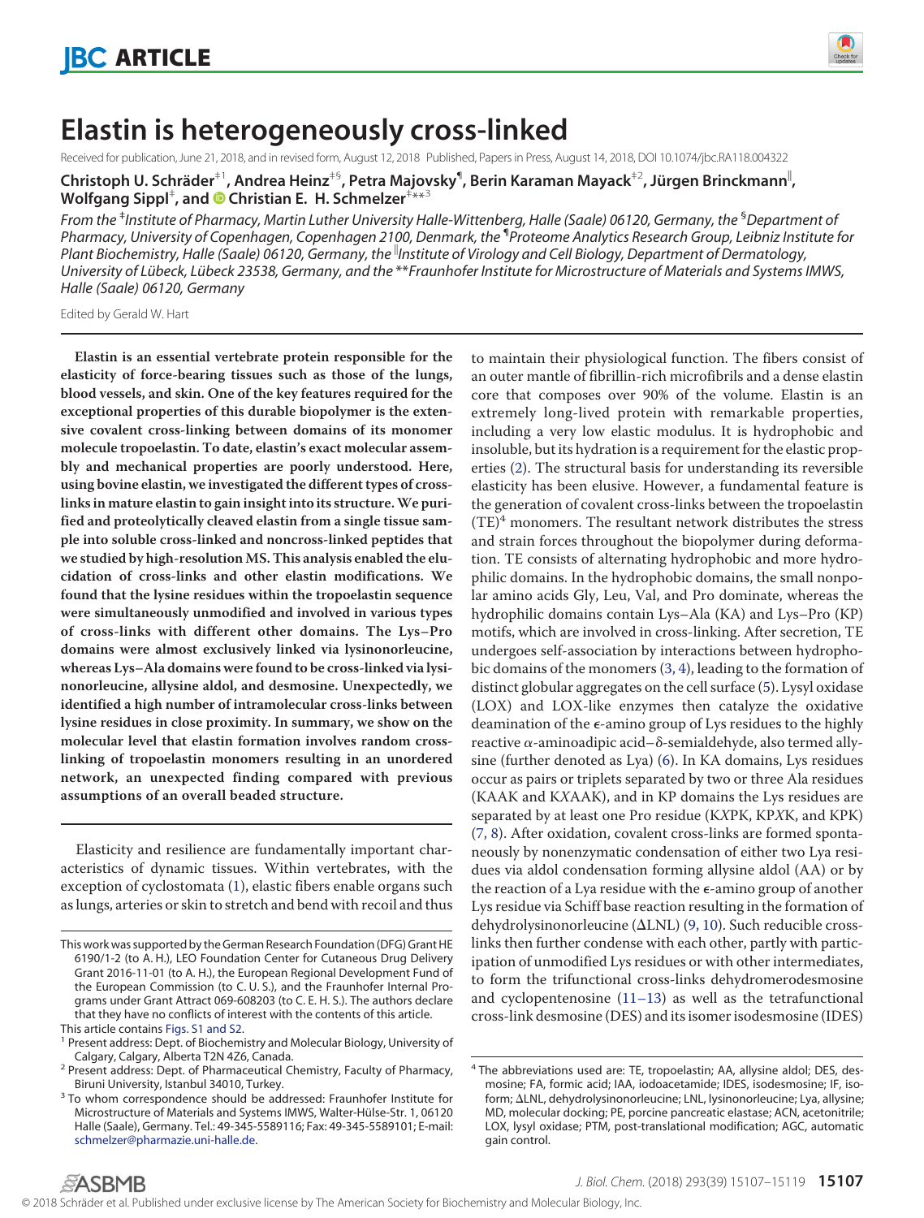# Elastin is heterogeneously cross-linked

Received for publication, June 21, 2018, and in revised form, August 12, 2018 Published, Papers in Press, August 14, 2018, DOI 10.1074/jbc.RA118.004322

**Christoph U. Schräder**[‡1], **Andrea Heinz**[‡§], **Petra Majovsky**[¶], **Berin Karaman Mayack**[‡2], **Jürgen Brinckmann**[‖], **Wolfgang Sippl**[‡], **and Christian E. H. Schmelzer**[‡**3]

*From the* [‡]*Institute of Pharmacy, Martin Luther University Halle-Wittenberg, Halle (Saale) 06120, Germany, the* [§]*Department of Pharmacy, University of Copenhagen, Copenhagen 2100, Denmark, the* [¶]*Proteome Analytics Research Group, Leibniz Institute for Plant Biochemistry, Halle (Saale) 06120, Germany, the* [‖]*Institute of Virology and Cell Biology, Department of Dermatology, University of Lübeck, Lübeck 23538, Germany, and the* [**]*Fraunhofer Institute for Microstructure of Materials and Systems IMWS, Halle (Saale) 06120, Germany*

Edited by Gerald W. Hart

**Elastin is an essential vertebrate protein responsible for the elasticity of force-bearing tissues such as those of the lungs, blood vessels, and skin. One of the key features required for the exceptional properties of this durable biopolymer is the extensive covalent cross-linking between domains of its monomer molecule tropoelastin. To date, elastin's exact molecular assembly and mechanical properties are poorly understood. Here, using bovine elastin, we investigated the different types of cross-links in mature elastin to gain insight into its structure. We purified and proteolytically cleaved elastin from a single tissue sample into soluble cross-linked and noncross-linked peptides that we studied by high-resolution MS. This analysis enabled the elucidation of cross-links and other elastin modifications. We found that the lysine residues within the tropoelastin sequence were simultaneously unmodified and involved in various types of cross-links with different other domains. The Lys–Pro domains were almost exclusively linked via lysinonorleucine, whereas Lys–Ala domains were found to be cross-linked via lysinonorleucine, allysine aldol, and desmosine. Unexpectedly, we identified a high number of intramolecular cross-links between lysine residues in close proximity. In summary, we show on the molecular level that elastin formation involves random cross-linking of tropoelastin monomers resulting in an unordered network, an unexpected finding compared with previous assumptions of an overall beaded structure.**

Elasticity and resilience are fundamentally important characteristics of dynamic tissues. Within vertebrates, with the exception of cyclostomata (1), elastic fibers enable organs such as lungs, arteries or skin to stretch and bend with recoil and thus to maintain their physiological function. The fibers consist of an outer mantle of fibrillin-rich microfibrils and a dense elastin core that composes over 90% of the volume. Elastin is an extremely long-lived protein with remarkable properties, including a very low elastic modulus. It is hydrophobic and insoluble, but its hydration is a requirement for the elastic properties (2). The structural basis for understanding its reversible elasticity has been elusive. However, a fundamental feature is the generation of covalent cross-links between the tropoelastin (TE)[4] monomers. The resultant network distributes the stress and strain forces throughout the biopolymer during deformation. TE consists of alternating hydrophobic and more hydrophilic domains. In the hydrophobic domains, the small nonpolar amino acids Gly, Leu, Val, and Pro dominate, whereas the hydrophilic domains contain Lys–Ala (KA) and Lys–Pro (KP) motifs, which are involved in cross-linking. After secretion, TE undergoes self-association by interactions between hydrophobic domains of the monomers (3, 4), leading to the formation of distinct globular aggregates on the cell surface (5). Lysyl oxidase (LOX) and LOX-like enzymes then catalyze the oxidative deamination of the $\epsilon$-amino group of Lys residues to the highly reactive $\alpha$-aminoadipic acid–$\delta$-semialdehyde, also termed allysine (further denoted as Lya) (6). In KA domains, Lys residues occur as pairs or triplets separated by two or three Ala residues (KAAK and K*X*AAK), and in KP domains the Lys residues are separated by at least one Pro residue (K*X*PK, KP*X*K, and KPK) (7, 8). After oxidation, covalent cross-links are formed spontaneously by nonenzymatic condensation of either two Lya residues via aldol condensation forming allysine aldol (AA) or by the reaction of a Lya residue with the $\epsilon$-amino group of another Lys residue via Schiff base reaction resulting in the formation of dehydrolysinonorleucine ($\Delta$LNL) (9, 10). Such reducible cross-links then further condense with each other, partly with participation of unmodified Lys residues or with other intermediates, to form the trifunctional cross-links dehydromerodesmosine and cyclopentenosine (11–13) as well as the tetrafunctional cross-link desmosine (DES) and its isomer isodesmosine (IDES)

This work was supported by the German Research Foundation (DFG) Grant HE 6190/1-2 (to A. H.), LEO Foundation Center for Cutaneous Drug Delivery Grant 2016-11-01 (to A. H.), the European Regional Development Fund of the European Commission (to C. U. S.), and the Fraunhofer Internal Programs under Grant Attract 069-608203 (to C. E. H. S.). The authors declare that they have no conflicts of interest with the contents of this article.

This article contains Figs. S1 and S2.

[1] Present address: Dept. of Biochemistry and Molecular Biology, University of Calgary, Calgary, Alberta T2N 4Z6, Canada.

[2] Present address: Dept. of Pharmaceutical Chemistry, Faculty of Pharmacy, Biruni University, Istanbul 34010, Turkey.

[3] To whom correspondence should be addressed: Fraunhofer Institute for Microstructure of Materials and Systems IMWS, Walter-Hülse-Str. 1, 06120 Halle (Saale), Germany. Tel.: 49-345-5589116; Fax: 49-345-5589101; E-mail: schmelzer@pharmazie.uni-halle.de.

[4] The abbreviations used are: TE, tropoelastin; AA, allysine aldol; DES, desmosine; FA, formic acid; IAA, iodoacetamide; IDES, isodesmosine; IF, isoform; ΔLNL, dehydrolysinonorleucine; LNL, lysinonorleucine; Lya, allysine; MD, molecular docking; PE, porcine pancreatic elastase; ACN, acetonitrile; LOX, lysyl oxidase; PTM, post-translational modification; AGC, automatic gain control.

© 2018 Schräder et al. Published under exclusive license by The American Society for Biochemistry and Molecular Biology, Inc.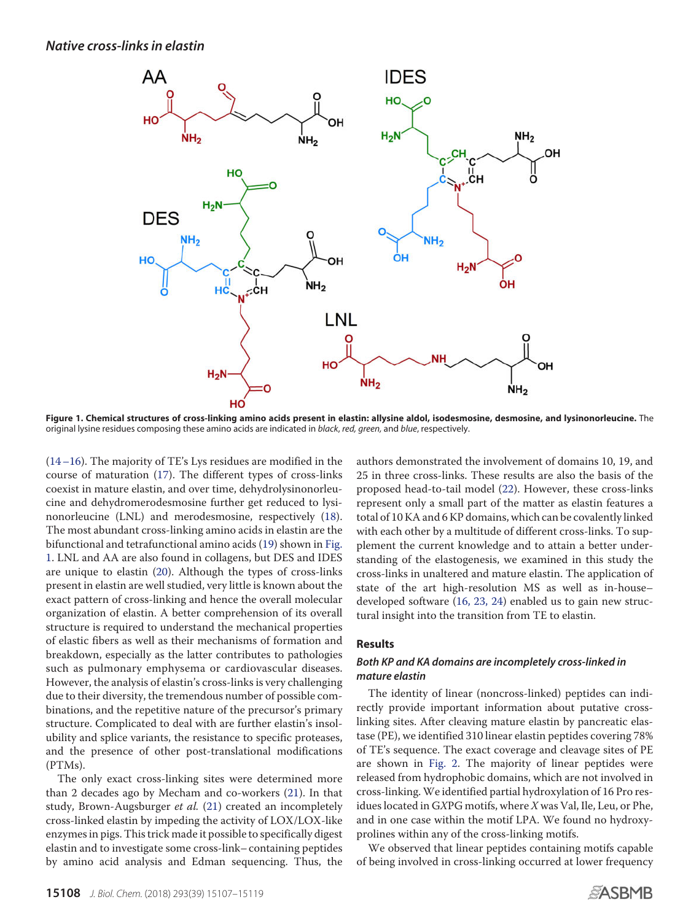Figure 1. Chemical structures of cross-linking amino acids present in elastin: allysine aldol, isodesmosine, desmosine, and lysinonorleucine. The original lysine residues composing these amino acids are indicated in *black*, *red*, *green*, and *blue*, respectively.

(14–16). The majority of TE's Lys residues are modified in the course of maturation (17). The different types of cross-links coexist in mature elastin, and over time, dehydrolysinonorleucine and dehydromerodesmosine further get reduced to lysinonorleucine (LNL) and merodesmosine, respectively (18). The most abundant cross-linking amino acids in elastin are the bifunctional and tetrafunctional amino acids (19) shown in Fig. 1. LNL and AA are also found in collagens, but DES and IDES are unique to elastin (20). Although the types of cross-links present in elastin are well studied, very little is known about the exact pattern of cross-linking and hence the overall molecular organization of elastin. A better comprehension of its overall structure is required to understand the mechanical properties of elastic fibers as well as their mechanisms of formation and breakdown, especially as the latter contributes to pathologies such as pulmonary emphysema or cardiovascular diseases. However, the analysis of elastin's cross-links is very challenging due to their diversity, the tremendous number of possible combinations, and the repetitive nature of the precursor's primary structure. Complicated to deal with are further elastin's insolubility and splice variants, the resistance to specific proteases, and the presence of other post-translational modifications (PTMs).

The only exact cross-linking sites were determined more than 2 decades ago by Mecham and co-workers (21). In that study, Brown-Augsburger *et al.* (21) created an incompletely cross-linked elastin by impeding the activity of LOX/LOX-like enzymes in pigs. This trick made it possible to specifically digest elastin and to investigate some cross-link–containing peptides by amino acid analysis and Edman sequencing. Thus, the authors demonstrated the involvement of domains 10, 19, and 25 in three cross-links. These results are also the basis of the proposed head-to-tail model (22). However, these cross-links represent only a small part of the matter as elastin features a total of 10 KA and 6 KP domains, which can be covalently linked with each other by a multitude of different cross-links. To supplement the current knowledge and to attain a better understanding of the elastogenesis, we examined in this study the cross-links in unaltered and mature elastin. The application of state of the art high-resolution MS as well as in-house–developed software (16, 23, 24) enabled us to gain new structural insight into the transition from TE to elastin.

## Results

### *Both KP and KA domains are incompletely cross-linked in mature elastin*

The identity of linear (noncross-linked) peptides can indirectly provide important information about putative cross-linking sites. After cleaving mature elastin by pancreatic elastase (PE), we identified 310 linear elastin peptides covering 78% of TE's sequence. The exact coverage and cleavage sites of PE are shown in Fig. 2. The majority of linear peptides were released from hydrophobic domains, which are not involved in cross-linking. We identified partial hydroxylation of 16 Pro residues located in G*X*PG motifs, where *X* was Val, Ile, Leu, or Phe, and in one case within the motif LPA. We found no hydroxyprolines within any of the cross-linking motifs.

We observed that linear peptides containing motifs capable of being involved in cross-linking occurred at lower frequency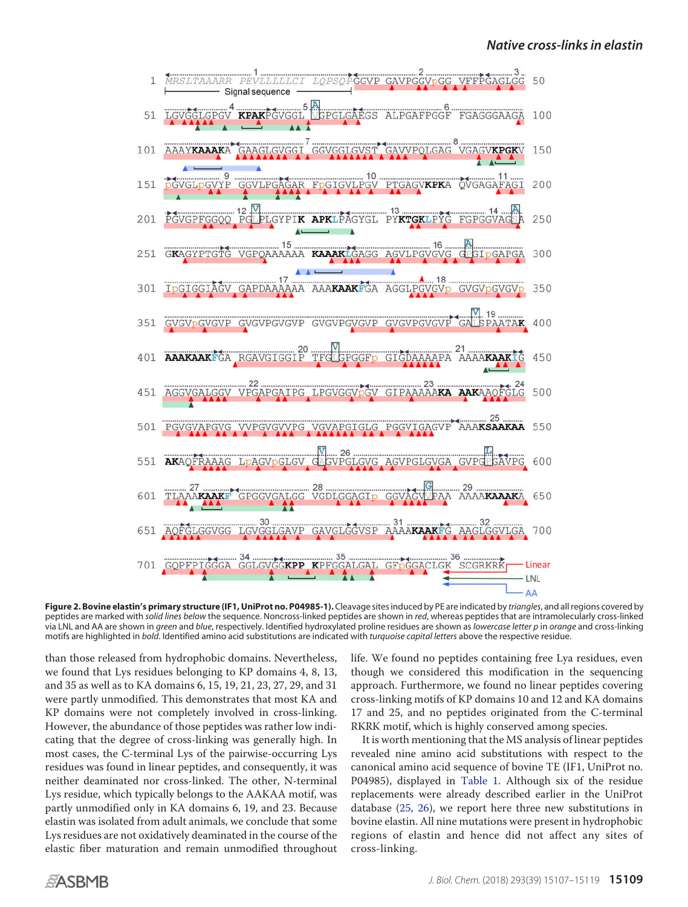Figure 2. Bovine elastin's primary structure (IF1, UniProt no. P04985-1). Cleavage sites induced by PE are indicated by *triangles*, and all regions covered by peptides are marked with *solid lines below* the sequence. Noncross-linked peptides are shown in *red*, whereas peptides that are intramolecularly cross-linked via LNL and AA are shown in *green* and *blue*, respectively. Identified hydroxylated proline residues are shown as *lowercase letter p* in *orange* and cross-linking motifs are highlighted in **bold**. Identified amino acid substitutions are indicated with *turquoise capital letters* above the respective residue.

than those released from hydrophobic domains. Nevertheless, we found that Lys residues belonging to KP domains 4, 8, 13, and 35 as well as to KA domains 6, 15, 19, 21, 23, 27, 29, and 31 were partly unmodified. This demonstrates that most KA and KP domains were not completely involved in cross-linking. However, the abundance of those peptides was rather low indicating that the degree of cross-linking was generally high. In most cases, the C-terminal Lys of the pairwise-occurring Lys residues was found in linear peptides, and consequently, it was neither deaminated nor cross-linked. The other, N-terminal Lys residue, which typically belongs to the AAKAA motif, was partly unmodified only in KA domains 6, 19, and 23. Because elastin was isolated from adult animals, we conclude that some Lys residues are not oxidatively deaminated in the course of the elastic fiber maturation and remain unmodified throughout life. We found no peptides containing free Lya residues, even though we considered this modification in the sequencing approach. Furthermore, we found no linear peptides covering cross-linking motifs of KP domains 10 and 12 and KA domains 17 and 25, and no peptides originated from the C-terminal RKRK motif, which is highly conserved among species.

It is worth mentioning that the MS analysis of linear peptides revealed nine amino acid substitutions with respect to the canonical amino acid sequence of bovine TE (IF1, UniProt no. P04985), displayed in Table 1. Although six of the residue replacements were already described earlier in the UniProt database (25, 26), we report here three new substitutions in bovine elastin. All nine mutations were present in hydrophobic regions of elastin and hence did not affect any sites of cross-linking.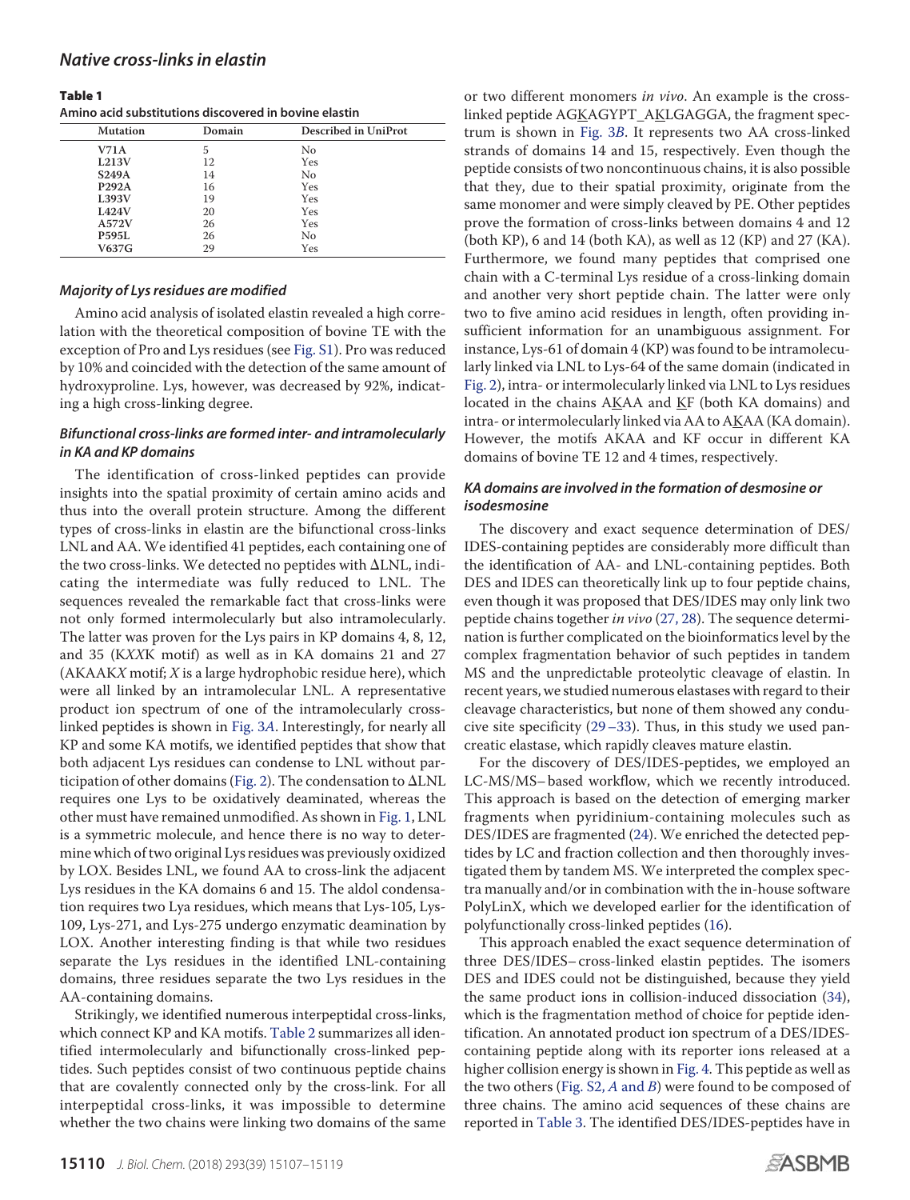**Table 1**
**Amino acid substitutions discovered in bovine elastin**

| Mutation | Domain | Described in UniProt |
|---|---|---|
| V71A | 5 | No |
| L213V | 12 | Yes |
| S249A | 14 | No |
| P292A | 16 | Yes |
| L393V | 19 | Yes |
| L424V | 20 | Yes |
| A572V | 26 | Yes |
| P595L | 26 | No |
| V637G | 29 | Yes |

### *Majority of Lys residues are modified*

Amino acid analysis of isolated elastin revealed a high correlation with the theoretical composition of bovine TE with the exception of Pro and Lys residues (see Fig. S1). Pro was reduced by 10% and coincided with the detection of the same amount of hydroxyproline. Lys, however, was decreased by 92%, indicating a high cross-linking degree.

### *Bifunctional cross-links are formed inter- and intramolecularly in KA and KP domains*

The identification of cross-linked peptides can provide insights into the spatial proximity of certain amino acids and thus into the overall protein structure. Among the different types of cross-links in elastin are the bifunctional cross-links LNL and AA. We identified 41 peptides, each containing one of the two cross-links. We detected no peptides with ΔLNL, indicating the intermediate was fully reduced to LNL. The sequences revealed the remarkable fact that cross-links were not only formed intermolecularly but also intramolecularly. The latter was proven for the Lys pairs in KP domains 4, 8, 12, and 35 (K*XX*K motif) as well as in KA domains 21 and 27 (AKAAK*X* motif; *X* is a large hydrophobic residue here), which were all linked by an intramolecular LNL. A representative product ion spectrum of one of the intramolecularly cross-linked peptides is shown in Fig. 3*A*. Interestingly, for nearly all KP and some KA motifs, we identified peptides that show that both adjacent Lys residues can condense to LNL without participation of other domains (Fig. 2). The condensation to ΔLNL requires one Lys to be oxidatively deaminated, whereas the other must have remained unmodified. As shown in Fig. 1, LNL is a symmetric molecule, and hence there is no way to determine which of two original Lys residues was previously oxidized by LOX. Besides LNL, we found AA to cross-link the adjacent Lys residues in the KA domains 6 and 15. The aldol condensation requires two Lya residues, which means that Lys-105, Lys-109, Lys-271, and Lys-275 undergo enzymatic deamination by LOX. Another interesting finding is that while two residues separate the Lys residues in the identified LNL-containing domains, three residues separate the two Lys residues in the AA-containing domains.

Strikingly, we identified numerous interpeptidal cross-links, which connect KP and KA motifs. Table 2 summarizes all identified intermolecularly and bifunctionally cross-linked peptides. Such peptides consist of two continuous peptide chains that are covalently connected only by the cross-link. For all interpeptidal cross-links, it was impossible to determine whether the two chains were linking two domains of the same or two different monomers *in vivo*. An example is the cross-linked peptide AGKAGYPT_AKLGAGGA, the fragment spectrum is shown in Fig. 3*B*. It represents two AA cross-linked strands of domains 14 and 15, respectively. Even though the peptide consists of two noncontinuous chains, it is also possible that they, due to their spatial proximity, originate from the same monomer and were simply cleaved by PE. Other peptides prove the formation of cross-links between domains 4 and 12 (both KP), 6 and 14 (both KA), as well as 12 (KP) and 27 (KA). Furthermore, we found many peptides that comprised one chain with a C-terminal Lys residue of a cross-linking domain and another very short peptide chain. The latter were only two to five amino acid residues in length, often providing insufficient information for an unambiguous assignment. For instance, Lys-61 of domain 4 (KP) was found to be intramolecularly linked via LNL to Lys-64 of the same domain (indicated in Fig. 2), intra- or intermolecularly linked via LNL to Lys residues located in the chains AKAA and KF (both KA domains) and intra- or intermolecularly linked via AA to AKAA (KA domain). However, the motifs AKAA and KF occur in different KA domains of bovine TE 12 and 4 times, respectively.

### *KA domains are involved in the formation of desmosine or isodesmosine*

The discovery and exact sequence determination of DES/IDES-containing peptides are considerably more difficult than the identification of AA- and LNL-containing peptides. Both DES and IDES can theoretically link up to four peptide chains, even though it was proposed that DES/IDES may only link two peptide chains together *in vivo* (27, 28). The sequence determination is further complicated on the bioinformatics level by the complex fragmentation behavior of such peptides in tandem MS and the unpredictable proteolytic cleavage of elastin. In recent years, we studied numerous elastases with regard to their cleavage characteristics, but none of them showed any conducive site specificity (29–33). Thus, in this study we used pancreatic elastase, which rapidly cleaves mature elastin.

For the discovery of DES/IDES-peptides, we employed an LC-MS/MS–based workflow, which we recently introduced. This approach is based on the detection of emerging marker fragments when pyridinium-containing molecules such as DES/IDES are fragmented (24). We enriched the detected peptides by LC and fraction collection and then thoroughly investigated them by tandem MS. We interpreted the complex spectra manually and/or in combination with the in-house software PolyLinX, which we developed earlier for the identification of polyfunctionally cross-linked peptides (16).

This approach enabled the exact sequence determination of three DES/IDES–cross-linked elastin peptides. The isomers DES and IDES could not be distinguished, because they yield the same product ions in collision-induced dissociation (34), which is the fragmentation method of choice for peptide identification. An annotated product ion spectrum of a DES/IDES-containing peptide along with its reporter ions released at a higher collision energy is shown in Fig. 4. This peptide as well as the two others (Fig. S2, *A* and *B*) were found to be composed of three chains. The amino acid sequences of these chains are reported in Table 3. The identified DES/IDES-peptides have in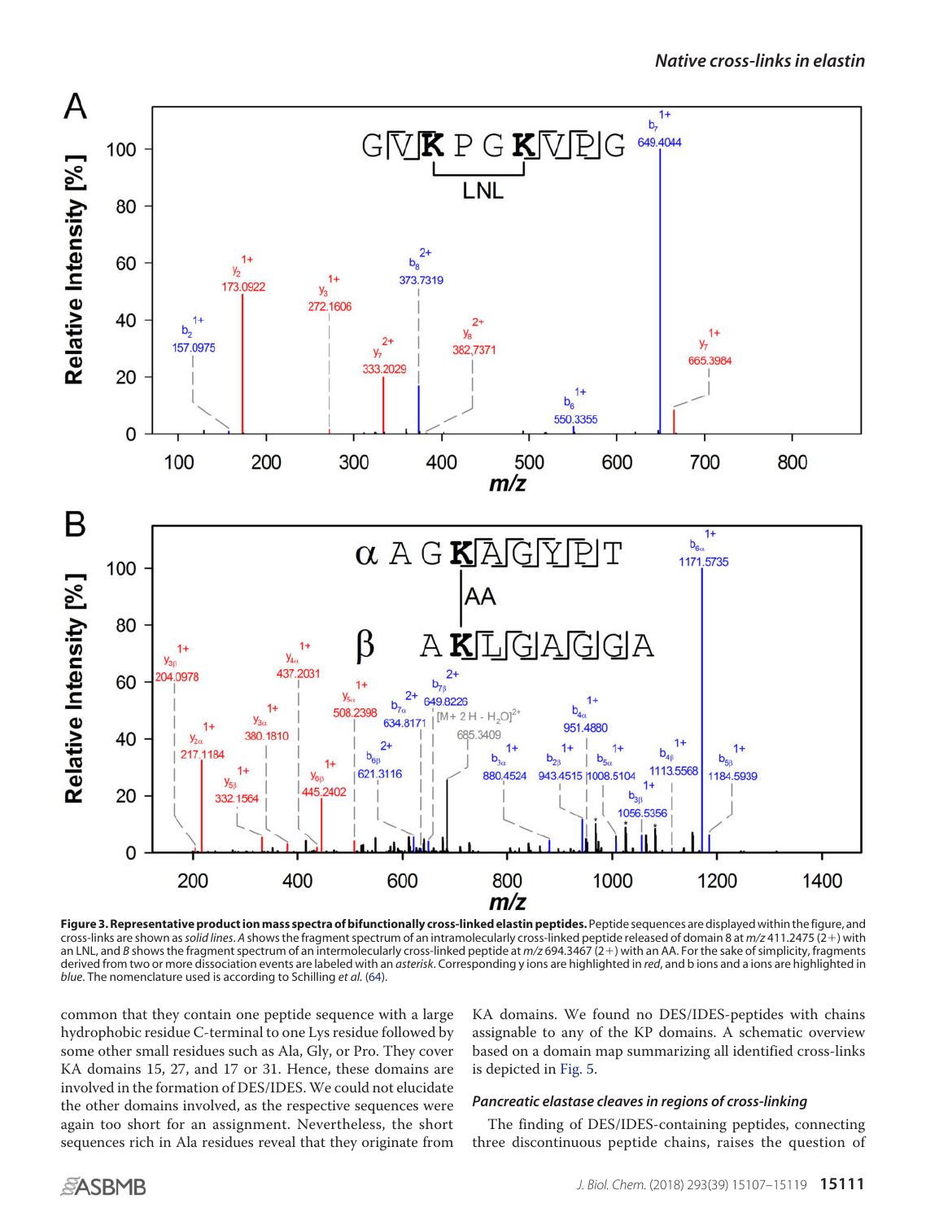**Figure 3. Representative product ion mass spectra of bifunctionally cross-linked elastin peptides.** Peptide sequences are displayed within the figure, and cross-links are shown as *solid lines*. *A* shows the fragment spectrum of an intramolecularly cross-linked peptide released of domain 8 at *m/z* 411.2475 (2+) with an LNL, and *B* shows the fragment spectrum of an intermolecularly cross-linked peptide at *m/z* 694.3467 (2+) with an AA. For the sake of simplicity, fragments derived from two or more dissociation events are labeled with an *asterisk*. Corresponding y ions are highlighted in *red*, and b ions and a ions are highlighted in *blue*. The nomenclature used is according to Schilling *et al.* (64).

common that they contain one peptide sequence with a large hydrophobic residue C-terminal to one Lys residue followed by some other small residues such as Ala, Gly, or Pro. They cover KA domains 15, 27, and 17 or 31. Hence, these domains are involved in the formation of DES/IDES. We could not elucidate the other domains involved, as the respective sequences were again too short for an assignment. Nevertheless, the short sequences rich in Ala residues reveal that they originate from KA domains. We found no DES/IDES-peptides with chains assignable to any of the KP domains. A schematic overview based on a domain map summarizing all identified cross-links is depicted in Fig. 5.

### *Pancreatic elastase cleaves in regions of cross-linking*

The finding of DES/IDES-containing peptides, connecting three discontinuous peptide chains, raises the question of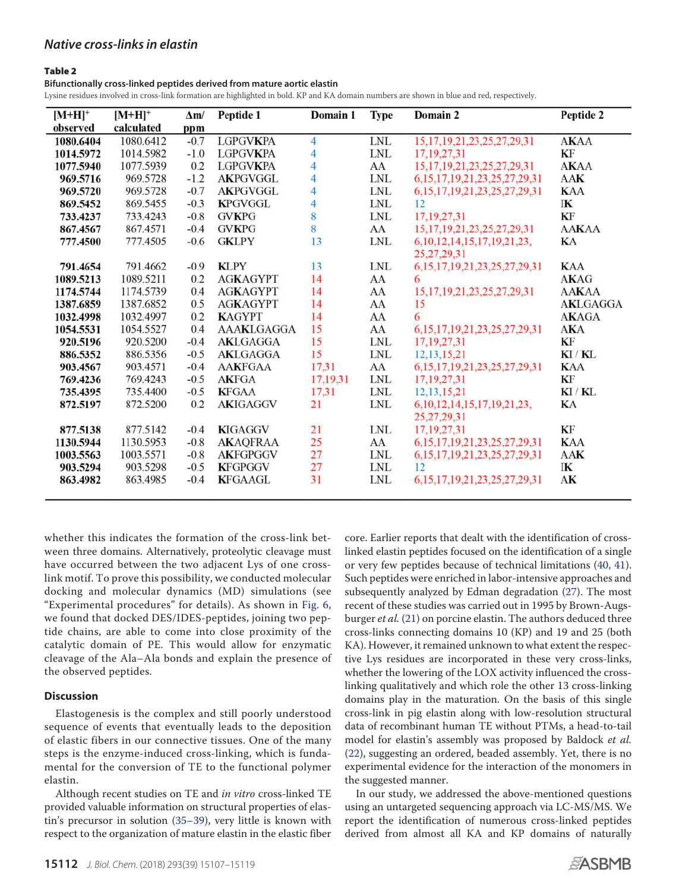**Table 2**
**Bifunctionally cross-linked peptides derived from mature aortic elastin**
Lysine residues involved in cross-link formation are highlighted in bold. KP and KA domain numbers are shown in blue and red, respectively.

| $[M+H]^+$ observed | $[M+H]^+$ calculated | Δm/ppm | Peptide 1 | Domain 1 | Type | Domain 2 | Peptide 2 |
|---|---|---|---|---|---|---|---|
| **1080.6404** | 1080.6412 | −0.7 | LGPGV**K**PA | 4 | LNL | 15,17,19,21,23,25,27,29,31 | AKAA |
| **1014.5972** | 1014.5982 | −1.0 | LGPGV**K**PA | 4 | LNL | 17,19,27,31 | KF |
| **1077.5940** | 1077.5939 | 0.2 | LGPGV**K**PA | 4 | AA | 15,17,19,21,23,25,27,29,31 | AKAA |
| **969.5716** | 969.5728 | −1.2 | A**K**PGVGGL | 4 | LNL | 6,15,17,19,21,23,25,27,29,31 | AA**K** |
| **969.5720** | 969.5728 | −0.7 | A**K**PGVGGL | 4 | LNL | 6,15,17,19,21,23,25,27,29,31 | **K**AA |
| **869.5452** | 869.5455 | −0.3 | **K**PGVGGL | 4 | LNL | 12 | I**K** |
| **733.4237** | 733.4243 | −0.8 | GV**K**PG | 8 | LNL | 17,19,27,31 | **K**F |
| **867.4567** | 867.4571 | −0.4 | GV**K**PG | 8 | AA | 15,17,19,21,23,25,27,29,31 | AAKAA |
| **777.4500** | 777.4505 | −0.6 | G**K**LPY | 13 | LNL | 6,10,12,14,15,17,19,21,23, 25,27,29,31 | KA |
| **791.4654** | 791.4662 | −0.9 | **K**LPY | 13 | LNL | 6,15,17,19,21,23,25,27,29,31 | **K**AA |
| **1089.5213** | 1089.5211 | 0.2 | AG**K**AGYPT | 14 | AA | 6 | AKAG |
| **1174.5744** | 1174.5739 | 0.4 | AG**K**AGYPT | 14 | AA | 15,17,19,21,23,25,27,29,31 | AAKAA |
| **1387.6859** | 1387.6852 | 0.5 | AG**K**AGYPT | 14 | AA | 15 | AKLGAGGA |
| **1032.4998** | 1032.4997 | 0.2 | **K**AGYPT | 14 | AA | 6 | AKAGA |
| **1054.5531** | 1054.5527 | 0.4 | AAA**K**LGAGGA | 15 | AA | 6,15,17,19,21,23,25,27,29,31 | AKA |
| **920.5196** | 920.5200 | −0.4 | A**K**LGAGGA | 15 | LNL | 17,19,27,31 | **K**F |
| **886.5352** | 886.5356 | −0.5 | A**K**LGAGGA | 15 | LNL | 12,13,15,21 | I**K** / **K**L |
| **903.4567** | 903.4571 | −0.4 | AA**K**FGAA | 17,31 | AA | 6,15,17,19,21,23,25,27,29,31 | KAA |
| **769.4236** | 769.4243 | −0.5 | A**K**FGA | 17,19,31 | LNL | 17,19,27,31 | **K**F |
| **735.4395** | 735.4400 | −0.5 | **K**FGAA | 17,31 | LNL | 12,13,15,21 | I**K** / **K**L |
| **872.5197** | 872.5200 | 0.2 | A**K**IGAGGV | 21 | LNL | 6,10,12,14,15,17,19,21,23, 25,27,29,31 | **K**A |
| **877.5138** | 877.5142 | −0.4 | **K**IGAGGV | 21 | LNL | 17,19,27,31 | **K**F |
| **1130.5944** | 1130.5953 | −0.8 | A**K**AQFRAA | 25 | AA | 6,15,17,19,21,23,25,27,29,31 | KAA |
| **1003.5563** | 1003.5571 | −0.8 | A**K**FGPGGV | 27 | LNL | 6,15,17,19,21,23,25,27,29,31 | AA**K** |
| **903.5294** | 903.5298 | −0.5 | **K**FGPGGV | 27 | LNL | 12 | I**K** |
| **863.4982** | 863.4985 | −0.4 | **K**FGAAGL | 31 | LNL | 6,15,17,19,21,23,25,27,29,31 | A**K** |

whether this indicates the formation of the cross-link between three domains. Alternatively, proteolytic cleavage must have occurred between the two adjacent Lys of one cross-link motif. To prove this possibility, we conducted molecular docking and molecular dynamics (MD) simulations (see "Experimental procedures" for details). As shown in Fig. 6, we found that docked DES/IDES-peptides, joining two peptide chains, are able to come into close proximity of the catalytic domain of PE. This would allow for enzymatic cleavage of the Ala–Ala bonds and explain the presence of the observed peptides.

## Discussion

Elastogenesis is the complex and still poorly understood sequence of events that eventually leads to the deposition of elastic fibers in our connective tissues. One of the many steps is the enzyme-induced cross-linking, which is fundamental for the conversion of TE to the functional polymer elastin.

Although recent studies on TE and *in vitro* cross-linked TE provided valuable information on structural properties of elastin's precursor in solution (35–39), very little is known with respect to the organization of mature elastin in the elastic fiber core. Earlier reports that dealt with the identification of cross-linked elastin peptides focused on the identification of a single or very few peptides because of technical limitations (40, 41). Such peptides were enriched in labor-intensive approaches and subsequently analyzed by Edman degradation (27). The most recent of these studies was carried out in 1995 by Brown-Augsburger *et al.* (21) on porcine elastin. The authors deduced three cross-links connecting domains 10 (KP) and 19 and 25 (both KA). However, it remained unknown to what extent the respective Lys residues are incorporated in these very cross-links, whether the lowering of the LOX activity influenced the cross-linking qualitatively and which role the other 13 cross-linking domains play in the maturation. On the basis of this single cross-link in pig elastin along with low-resolution structural data of recombinant human TE without PTMs, a head-to-tail model for elastin's assembly was proposed by Baldock *et al.* (22), suggesting an ordered, beaded assembly. Yet, there is no experimental evidence for the interaction of the monomers in the suggested manner.

In our study, we addressed the above-mentioned questions using an untargeted sequencing approach via LC-MS/MS. We report the identification of numerous cross-linked peptides derived from almost all KA and KP domains of naturally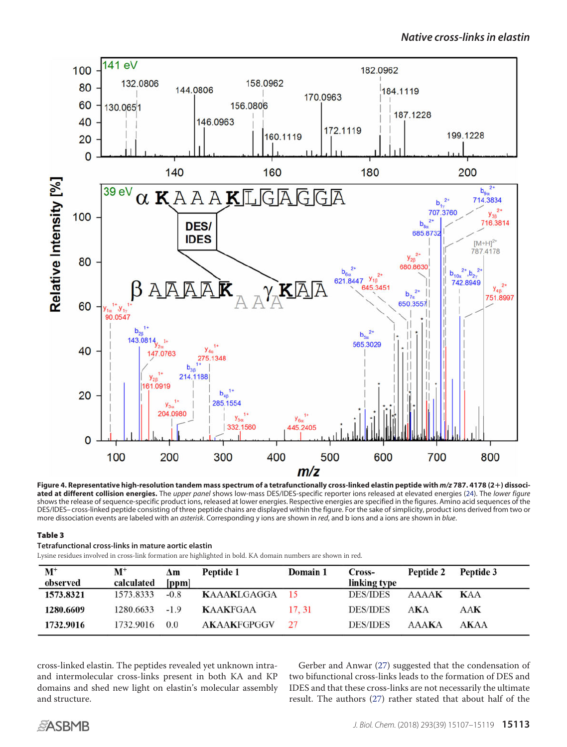**Figure 4. Representative high-resolution tandem mass spectrum of a tetrafunctionally cross-linked elastin peptide with *m/z* 787. 4178 (2+) dissociated at different collision energies.** The *upper panel* shows low-mass DES/IDES-specific reporter ions released at elevated energies (24). The *lower figure* shows the release of sequence-specific product ions, released at lower energies. Respective energies are specified in the figures. Amino acid sequences of the DES/IDES– cross-linked peptide consisting of three peptide chains are displayed within the figure. For the sake of simplicity, product ions derived from two or more dissociation events are labeled with an *asterisk*. Corresponding y ions are shown in *red*, and b ions and a ions are shown in *blue*.

**Table 3**

**Tetrafunctional cross-links in mature aortic elastin**

Lysine residues involved in cross-link formation are highlighted in bold. KA domain numbers are shown in red.

| M+ observed | M+ calculated | Δm [ppm] | Peptide 1 | Domain 1 | Cross-linking type | Peptide 2 | Peptide 3 |
|---|---|---|---|---|---|---|---|
| **1573.8321** | 1573.8333 | -0.8 | **K**AAA**K**LGAGGA | 15 | DES/IDES | AAAA**K** | **K**AA |
| **1280.6609** | 1280.6633 | -1.9 | **K**AA**K**FGAA | 17, 31 | DES/IDES | A**K**A | AA**K** |
| **1732.9016** | 1732.9016 | 0.0 | A**K**AA**K**FGPGGV | 27 | DES/IDES | AAA**K**A | A**K**AA |

cross-linked elastin. The peptides revealed yet unknown intra- and intermolecular cross-links present in both KA and KP domains and shed new light on elastin's molecular assembly and structure.

Gerber and Anwar (27) suggested that the condensation of two bifunctional cross-links leads to the formation of DES and IDES and that these cross-links are not necessarily the ultimate result. The authors (27) rather stated that about half of the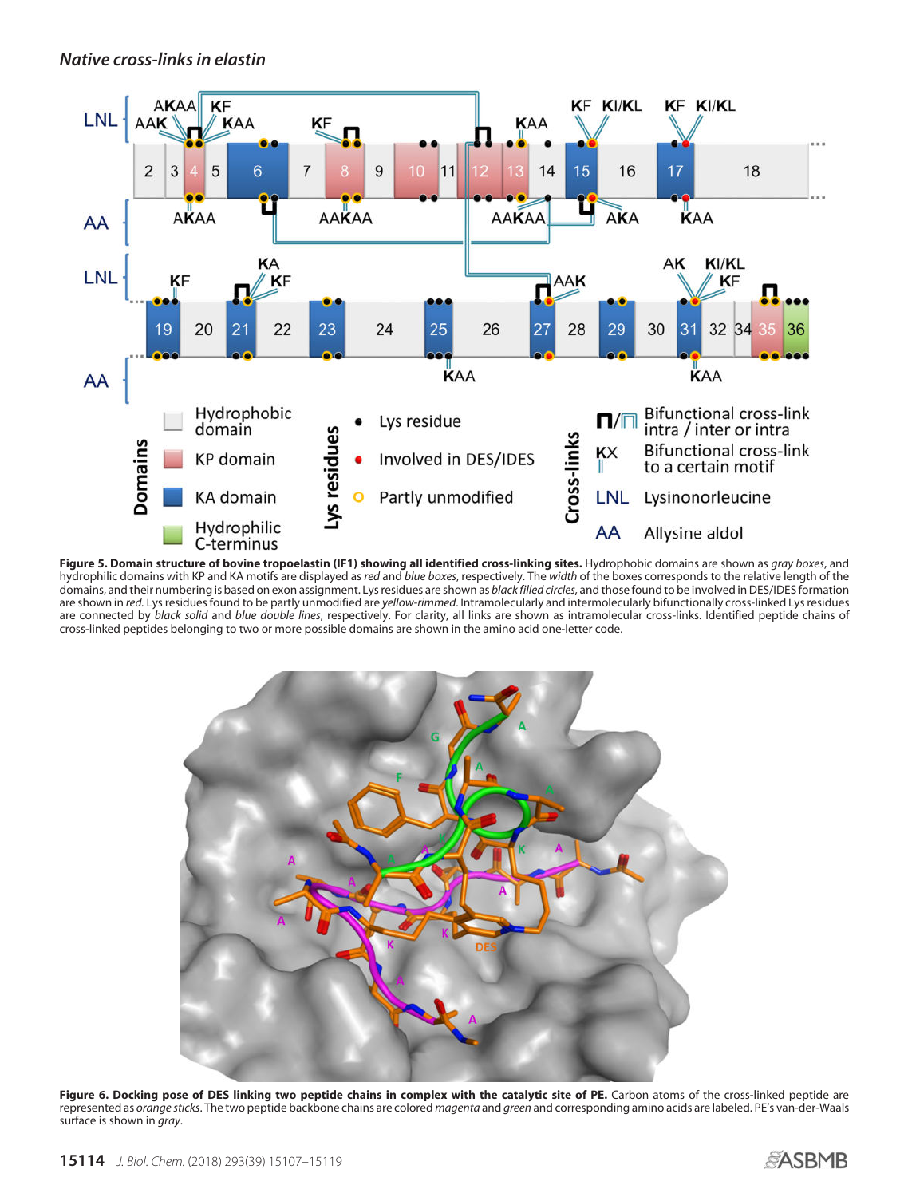**Figure 5. Domain structure of bovine tropoelastin (IF1) showing all identified cross-linking sites.** Hydrophobic domains are shown as *gray boxes*, and hydrophilic domains with KP and KA motifs are displayed as *red* and *blue boxes*, respectively. The *width* of the boxes corresponds to the relative length of the domains, and their numbering is based on exon assignment. Lys residues are shown as *black filled circles*, and those found to be involved in DES/IDES formation are shown in *red*. Lys residues found to be partly unmodified are *yellow-rimmed*. Intramolecularly and intermolecularly bifunctionally cross-linked Lys residues are connected by *black solid* and *blue double lines*, respectively. For clarity, all links are shown as intramolecular cross-links. Identified peptide chains of cross-linked peptides belonging to two or more possible domains are shown in the amino acid one-letter code.

**Figure 6. Docking pose of DES linking two peptide chains in complex with the catalytic site of PE.** Carbon atoms of the cross-linked peptide are represented as *orange sticks*. The two peptide backbone chains are colored *magenta* and *green* and corresponding amino acids are labeled. PE's van-der-Waals surface is shown in *gray*.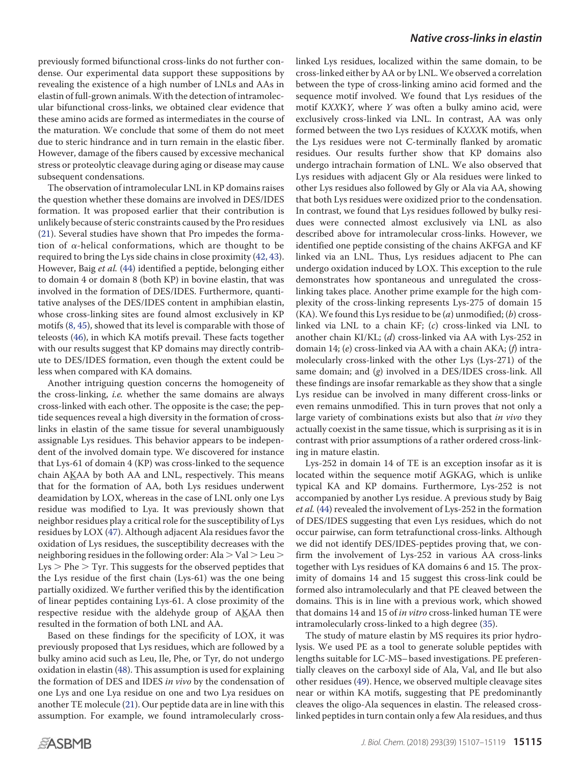previously formed bifunctional cross-links do not further condense. Our experimental data support these suppositions by revealing the existence of a high number of LNLs and AAs in elastin of full-grown animals. With the detection of intramolecular bifunctional cross-links, we obtained clear evidence that these amino acids are formed as intermediates in the course of the maturation. We conclude that some of them do not meet due to steric hindrance and in turn remain in the elastic fiber. However, damage of the fibers caused by excessive mechanical stress or proteolytic cleavage during aging or disease may cause subsequent condensations.

The observation of intramolecular LNL in KP domains raises the question whether these domains are involved in DES/IDES formation. It was proposed earlier that their contribution is unlikely because of steric constraints caused by the Pro residues (21). Several studies have shown that Pro impedes the formation of $\alpha$-helical conformations, which are thought to be required to bring the Lys side chains in close proximity (42, 43). However, Baig *et al.* (44) identified a peptide, belonging either to domain 4 or domain 8 (both KP) in bovine elastin, that was involved in the formation of DES/IDES. Furthermore, quantitative analyses of the DES/IDES content in amphibian elastin, whose cross-linking sites are found almost exclusively in KP motifs (8, 45), showed that its level is comparable with those of teleosts (46), in which KA motifs prevail. These facts together with our results suggest that KP domains may directly contribute to DES/IDES formation, even though the extent could be less when compared with KA domains.

Another intriguing question concerns the homogeneity of the cross-linking, *i.e.* whether the same domains are always cross-linked with each other. The opposite is the case; the peptide sequences reveal a high diversity in the formation of cross-links in elastin of the same tissue for several unambiguously assignable Lys residues. This behavior appears to be independent of the involved domain type. We discovered for instance that Lys-61 of domain 4 (KP) was cross-linked to the sequence chain A<u>K</u>AA by both AA and LNL, respectively. This means that for the formation of AA, both Lys residues underwent deamidation by LOX, whereas in the case of LNL only one Lys residue was modified to Lya. It was previously shown that neighbor residues play a critical role for the susceptibility of Lys residues by LOX (47). Although adjacent Ala residues favor the oxidation of Lys residues, the susceptibility decreases with the neighboring residues in the following order: Ala > Val > Leu > Lys > Phe > Tyr. This suggests for the observed peptides that the Lys residue of the first chain (Lys-61) was the one being partially oxidized. We further verified this by the identification of linear peptides containing Lys-61. A close proximity of the respective residue with the aldehyde group of A<u>K</u>AA then resulted in the formation of both LNL and AA.

Based on these findings for the specificity of LOX, it was previously proposed that Lys residues, which are followed by a bulky amino acid such as Leu, Ile, Phe, or Tyr, do not undergo oxidation in elastin (48). This assumption is used for explaining the formation of DES and IDES *in vivo* by the condensation of one Lys and one Lya residue on one and two Lya residues on another TE molecule (21). Our peptide data are in line with this assumption. For example, we found intramolecularly cross-linked Lys residues, localized within the same domain, to be cross-linked either by AA or by LNL. We observed a correlation between the type of cross-linking amino acid formed and the sequence motif involved. We found that Lys residues of the motif K*XX*K*Y*, where *Y* was often a bulky amino acid, were exclusively cross-linked via LNL. In contrast, AA was only formed between the two Lys residues of K*XXX*K motifs, when the Lys residues were not C-terminally flanked by aromatic residues. Our results further show that KP domains also undergo intrachain formation of LNL. We also observed that Lys residues with adjacent Gly or Ala residues were linked to other Lys residues also followed by Gly or Ala via AA, showing that both Lys residues were oxidized prior to the condensation. In contrast, we found that Lys residues followed by bulky residues were connected almost exclusively via LNL as also described above for intramolecular cross-links. However, we identified one peptide consisting of the chains AKFGA and KF linked via an LNL. Thus, Lys residues adjacent to Phe can undergo oxidation induced by LOX. This exception to the rule demonstrates how spontaneous and unregulated the cross-linking takes place. Another prime example for the high complexity of the cross-linking represents Lys-275 of domain 15 (KA). We found this Lys residue to be (*a*) unmodified; (*b*) cross-linked via LNL to a chain KF; (*c*) cross-linked via LNL to another chain KI/KL; (*d*) cross-linked via AA with Lys-252 in domain 14; (*e*) cross-linked via AA with a chain AKA; (*f*) intramolecularly cross-linked with the other Lys (Lys-271) of the same domain; and (*g*) involved in a DES/IDES cross-link. All these findings are insofar remarkable as they show that a single Lys residue can be involved in many different cross-links or even remains unmodified. This in turn proves that not only a large variety of combinations exists but also that *in vivo* they actually coexist in the same tissue, which is surprising as it is in contrast with prior assumptions of a rather ordered cross-linking in mature elastin.

Lys-252 in domain 14 of TE is an exception insofar as it is located within the sequence motif AGKAG, which is unlike typical KA and KP domains. Furthermore, Lys-252 is not accompanied by another Lys residue. A previous study by Baig *et al.* (44) revealed the involvement of Lys-252 in the formation of DES/IDES suggesting that even Lys residues, which do not occur pairwise, can form tetrafunctional cross-links. Although we did not identify DES/IDES-peptides proving that, we confirm the involvement of Lys-252 in various AA cross-links together with Lys residues of KA domains 6 and 15. The proximity of domains 14 and 15 suggest this cross-link could be formed also intramolecularly and that PE cleaved between the domains. This is in line with a previous work, which showed that domains 14 and 15 of *in vitro* cross-linked human TE were intramolecularly cross-linked to a high degree (35).

The study of mature elastin by MS requires its prior hydrolysis. We used PE as a tool to generate soluble peptides with lengths suitable for LC-MS–based investigations. PE preferentially cleaves on the carboxyl side of Ala, Val, and Ile but also other residues (49). Hence, we observed multiple cleavage sites near or within KA motifs, suggesting that PE predominantly cleaves the oligo-Ala sequences in elastin. The released cross-linked peptides in turn contain only a few Ala residues, and thus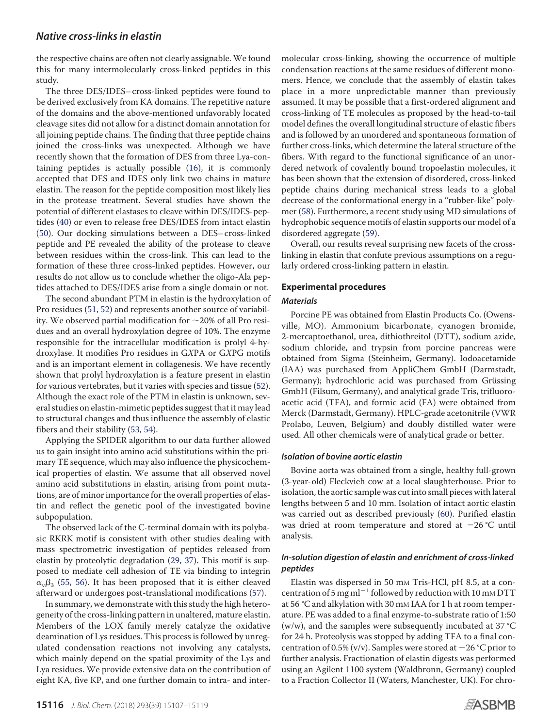the respective chains are often not clearly assignable. We found this for many intermolecularly cross-linked peptides in this study.

The three DES/IDES–cross-linked peptides were found to be derived exclusively from KA domains. The repetitive nature of the domains and the above-mentioned unfavorably located cleavage sites did not allow for a distinct domain annotation for all joining peptide chains. The finding that three peptide chains joined the cross-links was unexpected. Although we have recently shown that the formation of DES from three Lya-containing peptides is actually possible (16), it is commonly accepted that DES and IDES only link two chains in mature elastin. The reason for the peptide composition most likely lies in the protease treatment. Several studies have shown the potential of different elastases to cleave within DES/IDES-peptides (40) or even to release free DES/IDES from intact elastin (50). Our docking simulations between a DES–cross-linked peptide and PE revealed the ability of the protease to cleave between residues within the cross-link. This can lead to the formation of these three cross-linked peptides. However, our results do not allow us to conclude whether the oligo-Ala peptides attached to DES/IDES arise from a single domain or not.

The second abundant PTM in elastin is the hydroxylation of Pro residues (51, 52) and represents another source of variability. We observed partial modification for ~20% of all Pro residues and an overall hydroxylation degree of 10%. The enzyme responsible for the intracellular modification is prolyl 4-hydroxylase. It modifies Pro residues in G*X*PA or G*X*PG motifs and is an important element in collagenesis. We have recently shown that prolyl hydroxylation is a feature present in elastin for various vertebrates, but it varies with species and tissue (52). Although the exact role of the PTM in elastin is unknown, several studies on elastin-mimetic peptides suggest that it may lead to structural changes and thus influence the assembly of elastic fibers and their stability (53, 54).

Applying the SPIDER algorithm to our data further allowed us to gain insight into amino acid substitutions within the primary TE sequence, which may also influence the physicochemical properties of elastin. We assume that all observed novel amino acid substitutions in elastin, arising from point mutations, are of minor importance for the overall properties of elastin and reflect the genetic pool of the investigated bovine subpopulation.

The observed lack of the C-terminal domain with its polybasic RKRK motif is consistent with other studies dealing with mass spectrometric investigation of peptides released from elastin by proteolytic degradation (29, 37). This motif is supposed to mediate cell adhesion of TE via binding to integrin $\alpha_v\beta_3$ (55, 56). It has been proposed that it is either cleaved afterward or undergoes post-translational modifications (57).

In summary, we demonstrate with this study the high heterogeneity of the cross-linking pattern in unaltered, mature elastin. Members of the LOX family merely catalyze the oxidative deamination of Lys residues. This process is followed by unregulated condensation reactions not involving any catalysts, which mainly depend on the spatial proximity of the Lys and Lya residues. We provide extensive data on the contribution of eight KA, five KP, and one further domain to intra- and intermolecular cross-linking, showing the occurrence of multiple condensation reactions at the same residues of different monomers. Hence, we conclude that the assembly of elastin takes place in a more unpredictable manner than previously assumed. It may be possible that a first-ordered alignment and cross-linking of TE molecules as proposed by the head-to-tail model defines the overall longitudinal structure of elastic fibers and is followed by an unordered and spontaneous formation of further cross-links, which determine the lateral structure of the fibers. With regard to the functional significance of an unordered network of covalently bound tropoelastin molecules, it has been shown that the extension of disordered, cross-linked peptide chains during mechanical stress leads to a global decrease of the conformational energy in a "rubber-like" polymer (58). Furthermore, a recent study using MD simulations of hydrophobic sequence motifs of elastin supports our model of a disordered aggregate (59).

Overall, our results reveal surprising new facets of the cross-linking in elastin that confute previous assumptions on a regularly ordered cross-linking pattern in elastin.

## Experimental procedures

### Materials

Porcine PE was obtained from Elastin Products Co. (Owensville, MO). Ammonium bicarbonate, cyanogen bromide, 2-mercaptoethanol, urea, dithiothreitol (DTT), sodium azide, sodium chloride, and trypsin from porcine pancreas were obtained from Sigma (Steinheim, Germany). Iodoacetamide (IAA) was purchased from AppliChem GmbH (Darmstadt, Germany); hydrochloric acid was purchased from Grüssing GmbH (Filsum, Germany), and analytical grade Tris, trifluoroacetic acid (TFA), and formic acid (FA) were obtained from Merck (Darmstadt, Germany). HPLC-grade acetonitrile (VWR Prolabo, Leuven, Belgium) and doubly distilled water were used. All other chemicals were of analytical grade or better.

### Isolation of bovine aortic elastin

Bovine aorta was obtained from a single, healthy full-grown (3-year-old) Fleckvieh cow at a local slaughterhouse. Prior to isolation, the aortic sample was cut into small pieces with lateral lengths between 5 and 10 mm. Isolation of intact aortic elastin was carried out as described previously (60). Purified elastin was dried at room temperature and stored at −26 °C until analysis.

### In-solution digestion of elastin and enrichment of cross-linked peptides

Elastin was dispersed in 50 mM Tris-HCl, pH 8.5, at a concentration of 5 mg $ml^{-1}$ followed by reduction with 10 mM DTT at 56 °C and alkylation with 30 mM IAA for 1 h at room temperature. PE was added to a final enzyme-to-substrate ratio of 1:50 (w/w), and the samples were subsequently incubated at 37 °C for 24 h. Proteolysis was stopped by adding TFA to a final concentration of 0.5% (v/v). Samples were stored at −26 °C prior to further analysis. Fractionation of elastin digests was performed using an Agilent 1100 system (Waldbronn, Germany) coupled to a Fraction Collector II (Waters, Manchester, UK). For chro-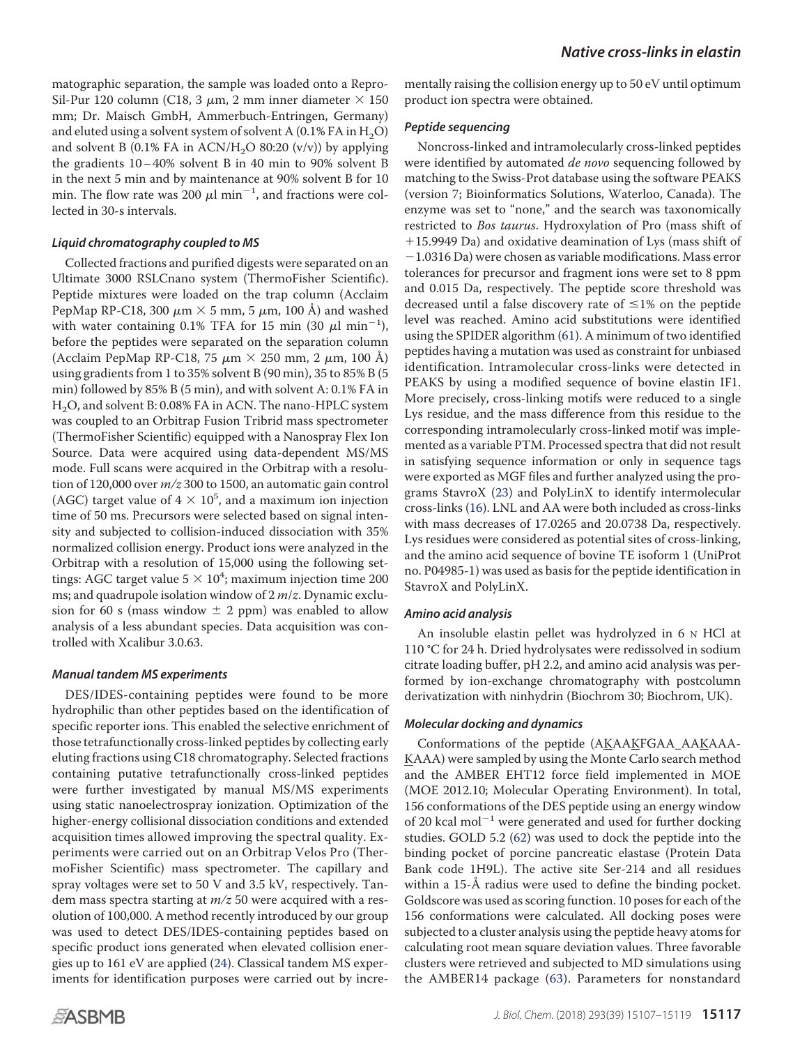matographic separation, the sample was loaded onto a ReproSil-Pur 120 column (C18, 3 μm, 2 mm inner diameter × 150 mm; Dr. Maisch GmbH, Ammerbuch-Entringen, Germany) and eluted using a solvent system of solvent A (0.1% FA in $H_2O$) and solvent B (0.1% FA in $ACN/H_2O$ 80:20 (v/v)) by applying the gradients 10–40% solvent B in 40 min to 90% solvent B in the next 5 min and by maintenance at 90% solvent B for 10 min. The flow rate was 200 μl $min^{-1}$, and fractions were collected in 30-s intervals.

### *Liquid chromatography coupled to MS*

Collected fractions and purified digests were separated on an Ultimate 3000 RSLCnano system (ThermoFisher Scientific). Peptide mixtures were loaded on the trap column (Acclaim PepMap RP-C18, 300 μm × 5 mm, 5 μm, 100 Å) and washed with water containing 0.1% TFA for 15 min (30 μl $min^{-1}$), before the peptides were separated on the separation column (Acclaim PepMap RP-C18, 75 μm × 250 mm, 2 μm, 100 Å) using gradients from 1 to 35% solvent B (90 min), 35 to 85% B (5 min) followed by 85% B (5 min), and with solvent A: 0.1% FA in $H_2O$, and solvent B: 0.08% FA in ACN. The nano-HPLC system was coupled to an Orbitrap Fusion Tribrid mass spectrometer (ThermoFisher Scientific) equipped with a Nanospray Flex Ion Source. Data were acquired using data-dependent MS/MS mode. Full scans were acquired in the Orbitrap with a resolution of 120,000 over $m/z$ 300 to 1500, an automatic gain control (AGC) target value of $4 \times 10^5$, and a maximum ion injection time of 50 ms. Precursors were selected based on signal intensity and subjected to collision-induced dissociation with 35% normalized collision energy. Product ions were analyzed in the Orbitrap with a resolution of 15,000 using the following settings: AGC target value $5 \times 10^4$; maximum injection time 200 ms; and quadrupole isolation window of 2 $m/z$. Dynamic exclusion for 60 s (mass window ± 2 ppm) was enabled to allow analysis of a less abundant species. Data acquisition was controlled with Xcalibur 3.0.63.

### *Manual tandem MS experiments*

DES/IDES-containing peptides were found to be more hydrophilic than other peptides based on the identification of specific reporter ions. This enabled the selective enrichment of those tetrafunctionally cross-linked peptides by collecting early eluting fractions using C18 chromatography. Selected fractions containing putative tetrafunctionally cross-linked peptides were further investigated by manual MS/MS experiments using static nanoelectrospray ionization. Optimization of the higher-energy collisional dissociation conditions and extended acquisition times allowed improving the spectral quality. Experiments were carried out on an Orbitrap Velos Pro (ThermoFisher Scientific) mass spectrometer. The capillary and spray voltages were set to 50 V and 3.5 kV, respectively. Tandem mass spectra starting at $m/z$ 50 were acquired with a resolution of 100,000. A method recently introduced by our group was used to detect DES/IDES-containing peptides based on specific product ions generated when elevated collision energies up to 161 eV are applied (24). Classical tandem MS experiments for identification purposes were carried out by incrementally raising the collision energy up to 50 eV until optimum product ion spectra were obtained.

### *Peptide sequencing*

Noncross-linked and intramolecularly cross-linked peptides were identified by automated *de novo* sequencing followed by matching to the Swiss-Prot database using the software PEAKS (version 7; Bioinformatics Solutions, Waterloo, Canada). The enzyme was set to "none," and the search was taxonomically restricted to *Bos taurus*. Hydroxylation of Pro (mass shift of +15.9949 Da) and oxidative deamination of Lys (mass shift of −1.0316 Da) were chosen as variable modifications. Mass error tolerances for precursor and fragment ions were set to 8 ppm and 0.015 Da, respectively. The peptide score threshold was decreased until a false discovery rate of ≤1% on the peptide level was reached. Amino acid substitutions were identified using the SPIDER algorithm (61). A minimum of two identified peptides having a mutation was used as constraint for unbiased identification. Intramolecular cross-links were detected in PEAKS by using a modified sequence of bovine elastin IF1. More precisely, cross-linking motifs were reduced to a single Lys residue, and the mass difference from this residue to the corresponding intramolecularly cross-linked motif was implemented as a variable PTM. Processed spectra that did not result in satisfying sequence information or only in sequence tags were exported as MGF files and further analyzed using the programs StavroX (23) and PolyLinX to identify intermolecular cross-links (16). LNL and AA were both included as cross-links with mass decreases of 17.0265 and 20.0738 Da, respectively. Lys residues were considered as potential sites of cross-linking, and the amino acid sequence of bovine TE isoform 1 (UniProt no. P04985-1) was used as basis for the peptide identification in StavroX and PolyLinX.

### *Amino acid analysis*

An insoluble elastin pellet was hydrolyzed in 6 N HCl at 110 °C for 24 h. Dried hydrolysates were redissolved in sodium citrate loading buffer, pH 2.2, and amino acid analysis was performed by ion-exchange chromatography with postcolumn derivatization with ninhydrin (Biochrom 30; Biochrom, UK).

### *Molecular docking and dynamics*

Conformations of the peptide (A<u>K</u>AA<u>K</u>FGAA_AA<u>K</u>AAA-<u>K</u>AAA) were sampled by using the Monte Carlo search method and the AMBER EHT12 force field implemented in MOE (MOE 2012.10; Molecular Operating Environment). In total, 156 conformations of the DES peptide using an energy window of 20 kcal $mol^{-1}$ were generated and used for further docking studies. GOLD 5.2 (62) was used to dock the peptide into the binding pocket of porcine pancreatic elastase (Protein Data Bank code 1H9L). The active site Ser-214 and all residues within a 15-Å radius were used to define the binding pocket. Goldscore was used as scoring function. 10 poses for each of the 156 conformations were calculated. All docking poses were subjected to a cluster analysis using the peptide heavy atoms for calculating root mean square deviation values. Three favorable clusters were retrieved and subjected to MD simulations using the AMBER14 package (63). Parameters for nonstandard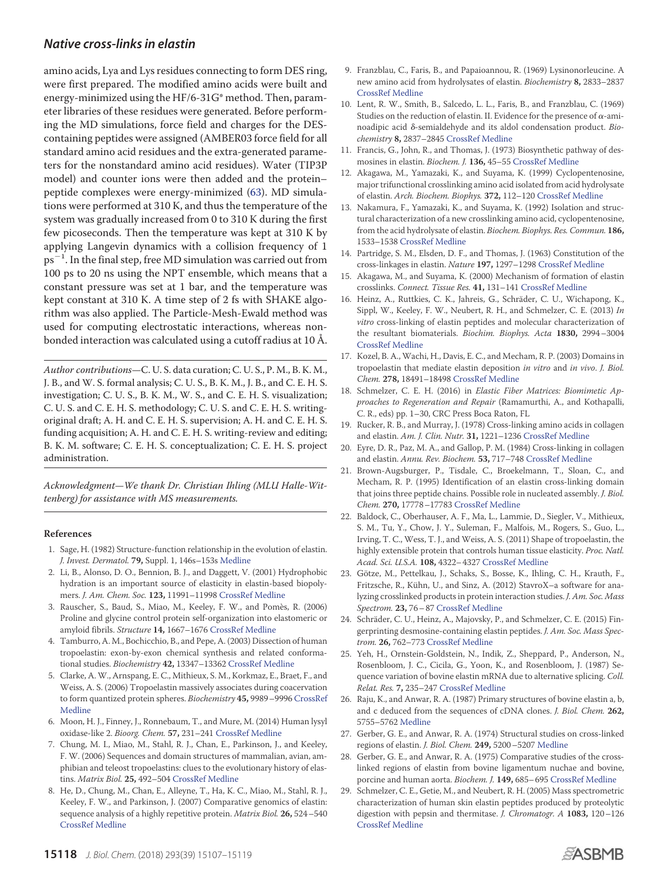amino acids, Lya and Lys residues connecting to form DES ring, were first prepared. The modified amino acids were built and energy-minimized using the HF/6-31G* method. Then, parameter libraries of these residues were generated. Before performing the MD simulations, force field and charges for the DES-containing peptides were assigned (AMBER03 force field for all standard amino acid residues and the extra-generated parameters for the nonstandard amino acid residues). Water (TIP3P model) and counter ions were then added and the protein–peptide complexes were energy-minimized (63). MD simulations were performed at 310 K, and thus the temperature of the system was gradually increased from 0 to 310 K during the first few picoseconds. Then the temperature was kept at 310 K by applying Langevin dynamics with a collision frequency of 1 $ps^{-1}$. In the final step, free MD simulation was carried out from 100 ps to 20 ns using the NPT ensemble, which means that a constant pressure was set at 1 bar, and the temperature was kept constant at 310 K. A time step of 2 fs with SHAKE algorithm was also applied. The Particle-Mesh-Ewald method was used for computing electrostatic interactions, whereas non-bonded interaction was calculated using a cutoff radius at 10 Å.

*Author contributions*—C. U. S. data curation; C. U. S., P. M., B. K. M., J. B., and W. S. formal analysis; C. U. S., B. K. M., J. B., and C. E. H. S. investigation; C. U. S., B. K. M., W. S., and C. E. H. S. visualization; C. U. S. and C. E. H. S. methodology; C. U. S. and C. E. H. S. writing-original draft; A. H. and C. E. H. S. supervision; A. H. and C. E. H. S. funding acquisition; A. H. and C. E. H. S. writing-review and editing; B. K. M. software; C. E. H. S. conceptualization; C. E. H. S. project administration.

*Acknowledgment—We thank Dr. Christian Ihling (MLU Halle-Wittenberg) for assistance with MS measurements.*

### References

1. Sage, H. (1982) Structure-function relationship in the evolution of elastin. *J. Invest. Dermatol.* **79,** Suppl. 1, 146s–153s Medline
2. Li, B., Alonso, D. O., Bennion, B. J., and Daggett, V. (2001) Hydrophobic hydration is an important source of elasticity in elastin-based biopolymers. *J. Am. Chem. Soc.* **123,** 11991–11998 CrossRef Medline
3. Rauscher, S., Baud, S., Miao, M., Keeley, F. W., and Pomès, R. (2006) Proline and glycine control protein self-organization into elastomeric or amyloid fibrils. *Structure* **14,** 1667–1676 CrossRef Medline
4. Tamburro, A. M., Bochicchio, B., and Pepe, A. (2003) Dissection of human tropoelastin: exon-by-exon chemical synthesis and related conformational studies. *Biochemistry* **42,** 13347–13362 CrossRef Medline
5. Clarke, A. W., Arnspang, E. C., Mithieux, S. M., Korkmaz, E., Braet, F., and Weiss, A. S. (2006) Tropoelastin massively associates during coacervation to form quantized protein spheres. *Biochemistry* **45,** 9989–9996 CrossRef Medline
6. Moon, H. J., Finney, J., Ronnebaum, T., and Mure, M. (2014) Human lysyl oxidase-like 2. *Bioorg. Chem.* **57,** 231–241 CrossRef Medline
7. Chung, M. I., Miao, M., Stahl, R. J., Chan, E., Parkinson, J., and Keeley, F. W. (2006) Sequences and domain structures of mammalian, avian, amphibian and teleost tropoelastins: clues to the evolutionary history of elastins. *Matrix Biol.* **25,** 492–504 CrossRef Medline
8. He, D., Chung, M., Chan, E., Alleyne, T., Ha, K. C., Miao, M., Stahl, R. J., Keeley, F. W., and Parkinson, J. (2007) Comparative genomics of elastin: sequence analysis of a highly repetitive protein. *Matrix Biol.* **26,** 524–540 CrossRef Medline
9. Franzblau, C., Faris, B., and Papaioannou, R. (1969) Lysinonorleucine. A new amino acid from hydrolysates of elastin. *Biochemistry* **8,** 2833–2837 CrossRef Medline
10. Lent, R. W., Smith, B., Salcedo, L. L., Faris, B., and Franzblau, C. (1969) Studies on the reduction of elastin. II. Evidence for the presence of α-aminoadipic acid δ-semialdehyde and its aldol condensation product. *Biochemistry* **8,** 2837–2845 CrossRef Medline
11. Francis, G., John, R., and Thomas, J. (1973) Biosynthetic pathway of desmosines in elastin. *Biochem. J.* **136,** 45–55 CrossRef Medline
12. Akagawa, M., Yamazaki, K., and Suyama, K. (1999) Cyclopentenosine, major trifunctional crosslinking amino acid isolated from acid hydrolysate of elastin. *Arch. Biochem. Biophys.* **372,** 112–120 CrossRef Medline
13. Nakamura, F., Yamazaki, K., and Suyama, K. (1992) Isolation and structural characterization of a new crosslinking amino acid, cyclopentenosine, from the acid hydrolysate of elastin. *Biochem. Biophys. Res. Commun.* **186,** 1533–1538 CrossRef Medline
14. Partridge, S. M., Elsden, D. F., and Thomas, J. (1963) Constitution of the cross-linkages in elastin. *Nature* **197,** 1297–1298 CrossRef Medline
15. Akagawa, M., and Suyama, K. (2000) Mechanism of formation of elastin crosslinks. *Connect. Tissue Res.* **41,** 131–141 CrossRef Medline
16. Heinz, A., Ruttkies, C. K., Jahreis, G., Schräder, C. U., Wichapong, K., Sippl, W., Keeley, F. W., Neubert, R. H., and Schmelzer, C. E. (2013) *In vitro* cross-linking of elastin peptides and molecular characterization of the resultant biomaterials. *Biochim. Biophys. Acta* **1830,** 2994–3004 CrossRef Medline
17. Kozel, B. A., Wachi, H., Davis, E. C., and Mecham, R. P. (2003) Domains in tropoelastin that mediate elastin deposition *in vitro* and *in vivo*. *J. Biol. Chem.* **278,** 18491–18498 CrossRef Medline
18. Schmelzer, C. E. H. (2016) in *Elastic Fiber Matrices: Biomimetic Approaches to Regeneration and Repair* (Ramamurthi, A., and Kothapalli, C. R., eds) pp. 1–30, CRC Press Boca Raton, FL
19. Rucker, R. B., and Murray, J. (1978) Cross-linking amino acids in collagen and elastin. *Am. J. Clin. Nutr.* **31,** 1221–1236 CrossRef Medline
20. Eyre, D. R., Paz, M. A., and Gallop, P. M. (1984) Cross-linking in collagen and elastin. *Annu. Rev. Biochem.* **53,** 717–748 CrossRef Medline
21. Brown-Augsburger, P., Tisdale, C., Broekelmann, T., Sloan, C., and Mecham, R. P. (1995) Identification of an elastin cross-linking domain that joins three peptide chains. Possible role in nucleated assembly. *J. Biol. Chem.* **270,** 17778–17783 CrossRef Medline
22. Baldock, C., Oberhauser, A. F., Ma, L., Lammie, D., Siegler, V., Mithieux, S. M., Tu, Y., Chow, J. Y., Suleman, F., Malfois, M., Rogers, S., Guo, L., Irving, T. C., Wess, T. J., and Weiss, A. S. (2011) Shape of tropoelastin, the highly extensible protein that controls human tissue elasticity. *Proc. Natl. Acad. Sci. U.S.A.* **108,** 4322–4327 CrossRef Medline
23. Götze, M., Pettelkau, J., Schaks, S., Bosse, K., Ihling, C. H., Krauth, F., Fritzsche, R., Kühn, U., and Sinz, A. (2012) StavroX–a software for analyzing crosslinked products in protein interaction studies. *J. Am. Soc. Mass Spectrom.* **23,** 76–87 CrossRef Medline
24. Schräder, C. U., Heinz, A., Majovsky, P., and Schmelzer, C. E. (2015) Fingerprinting desmosine-containing elastin peptides. *J. Am. Soc. Mass Spectrom.* **26,** 762–773 CrossRef Medline
25. Yeh, H., Ornstein-Goldstein, N., Indik, Z., Sheppard, P., Anderson, N., Rosenbloom, J. C., Cicila, G., Yoon, K., and Rosenbloom, J. (1987) Sequence variation of bovine elastin mRNA due to alternative splicing. *Coll. Relat. Res.* **7,** 235–247 CrossRef Medline
26. Raju, K., and Anwar, R. A. (1987) Primary structures of bovine elastin a, b, and c deduced from the sequences of cDNA clones. *J. Biol. Chem.* **262,** 5755–5762 Medline
27. Gerber, G. E., and Anwar, R. A. (1974) Structural studies on cross-linked regions of elastin. *J. Biol. Chem.* **249,** 5200–5207 Medline
28. Gerber, G. E., and Anwar, R. A. (1975) Comparative studies of the cross-linked regions of elastin from bovine ligamentum nuchae and bovine, porcine and human aorta. *Biochem. J.* **149,** 685–695 CrossRef Medline
29. Schmelzer, C. E., Getie, M., and Neubert, R. H. (2005) Mass spectrometric characterization of human skin elastin peptides produced by proteolytic digestion with pepsin and thermitase. *J. Chromatogr. A* **1083,** 120–126 CrossRef Medline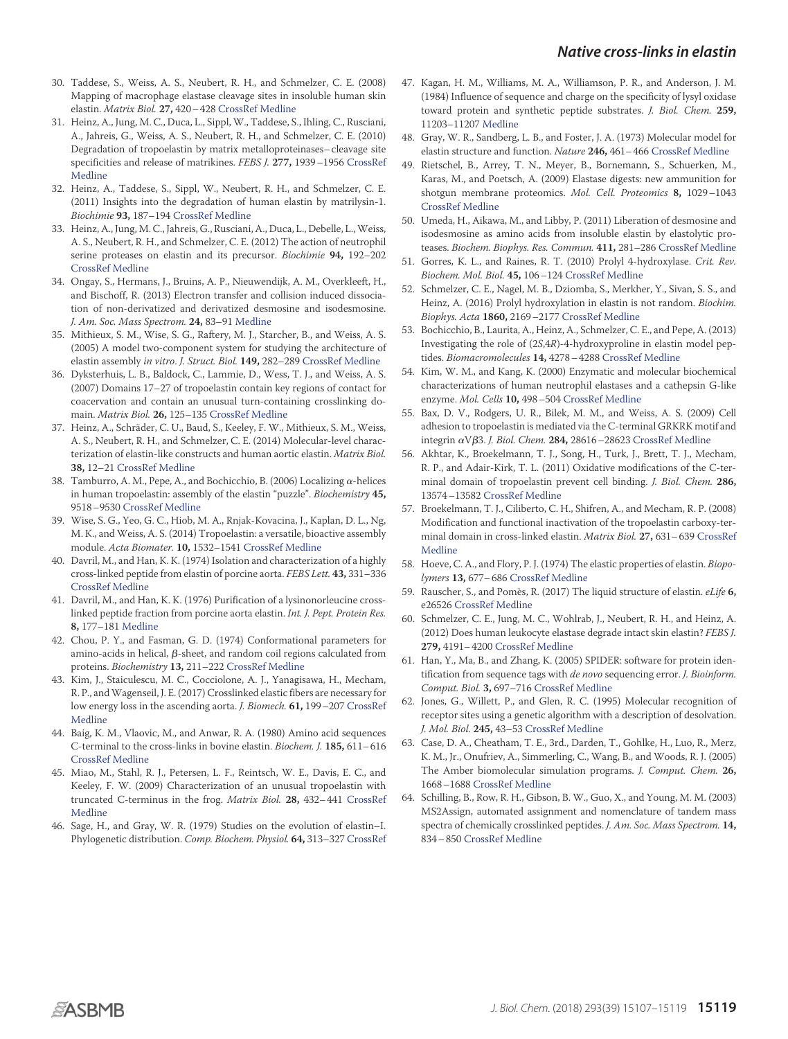30. Taddese, S., Weiss, A. S., Neubert, R. H., and Schmelzer, C. E. (2008) Mapping of macrophage elastase cleavage sites in insoluble human skin elastin. *Matrix Biol.* **27,** 420–428 CrossRef Medline

31. Heinz, A., Jung, M. C., Duca, L., Sippl, W., Taddese, S., Ihling, C., Rusciani, A., Jahreis, G., Weiss, A. S., Neubert, R. H., and Schmelzer, C. E. (2010) Degradation of tropoelastin by matrix metalloproteinases–cleavage site specificities and release of matrikines. *FEBS J.* **277,** 1939–1956 CrossRef Medline

32. Heinz, A., Taddese, S., Sippl, W., Neubert, R. H., and Schmelzer, C. E. (2011) Insights into the degradation of human elastin by matrilysin-1. *Biochimie* **93,** 187–194 CrossRef Medline

33. Heinz, A., Jung, M. C., Jahreis, G., Rusciani, A., Duca, L., Debelle, L., Weiss, A. S., Neubert, R. H., and Schmelzer, C. E. (2012) The action of neutrophil serine proteases on elastin and its precursor. *Biochimie* **94,** 192–202 CrossRef Medline

34. Ongay, S., Hermans, J., Bruins, A. P., Nieuwendijk, A. M., Overkleeft, H., and Bischoff, R. (2013) Electron transfer and collision induced dissociation of non-derivatized and derivatized desmosine and isodesmosine. *J. Am. Soc. Mass Spectrom.* **24,** 83–91 Medline

35. Mithieux, S. M., Wise, S. G., Raftery, M. J., Starcher, B., and Weiss, A. S. (2005) A model two-component system for studying the architecture of elastin assembly *in vitro*. *J. Struct. Biol.* **149,** 282–289 CrossRef Medline

36. Dyksterhuis, L. B., Baldock, C., Lammie, D., Wess, T. J., and Weiss, A. S. (2007) Domains 17–27 of tropoelastin contain key regions of contact for coacervation and contain an unusual turn-containing crosslinking domain. *Matrix Biol.* **26,** 125–135 CrossRef Medline

37. Heinz, A., Schräder, C. U., Baud, S., Keeley, F. W., Mithieux, S. M., Weiss, A. S., Neubert, R. H., and Schmelzer, C. E. (2014) Molecular-level characterization of elastin-like constructs and human aortic elastin. *Matrix Biol.* **38,** 12–21 CrossRef Medline

38. Tamburro, A. M., Pepe, A., and Bochicchio, B. (2006) Localizing α-helices in human tropoelastin: assembly of the elastin "puzzle". *Biochemistry* **45,** 9518–9530 CrossRef Medline

39. Wise, S. G., Yeo, G. C., Hiob, M. A., Rnjak-Kovacina, J., Kaplan, D. L., Ng, M. K., and Weiss, A. S. (2014) Tropoelastin: a versatile, bioactive assembly module. *Acta Biomater.* **10,** 1532–1541 CrossRef Medline

40. Davril, M., and Han, K. K. (1974) Isolation and characterization of a highly cross-linked peptide from elastin of porcine aorta. *FEBS Lett.* **43,** 331–336 CrossRef Medline

41. Davril, M., and Han, K. K. (1976) Purification of a lysinonorleucine cross-linked peptide fraction from porcine aorta elastin. *Int. J. Pept. Protein Res.* **8,** 177–181 Medline

42. Chou, P. Y., and Fasman, G. D. (1974) Conformational parameters for amino-acids in helical, β-sheet, and random coil regions calculated from proteins. *Biochemistry* **13,** 211–222 CrossRef Medline

43. Kim, J., Staiculescu, M. C., Cocciolone, A. J., Yanagisawa, H., Mecham, R. P., and Wagenseil, J. E. (2017) Crosslinked elastic fibers are necessary for low energy loss in the ascending aorta. *J. Biomech.* **61,** 199–207 CrossRef Medline

44. Baig, K. M., Vlaovic, M., and Anwar, R. A. (1980) Amino acid sequences C-terminal to the cross-links in bovine elastin. *Biochem. J.* **185,** 611–616 CrossRef Medline

45. Miao, M., Stahl, R. J., Petersen, L. F., Reintsch, W. E., Davis, E. C., and Keeley, F. W. (2009) Characterization of an unusual tropoelastin with truncated C-terminus in the frog. *Matrix Biol.* **28,** 432–441 CrossRef Medline

46. Sage, H., and Gray, W. R. (1979) Studies on the evolution of elastin–I. Phylogenetic distribution. *Comp. Biochem. Physiol.* **64,** 313–327 CrossRef

47. Kagan, H. M., Williams, M. A., Williamson, P. R., and Anderson, J. M. (1984) Influence of sequence and charge on the specificity of lysyl oxidase toward protein and synthetic peptide substrates. *J. Biol. Chem.* **259,** 11203–11207 Medline

48. Gray, W. R., Sandberg, L. B., and Foster, J. A. (1973) Molecular model for elastin structure and function. *Nature* **246,** 461–466 CrossRef Medline

49. Rietschel, B., Arrey, T. N., Meyer, B., Bornemann, S., Schuerken, M., Karas, M., and Poetsch, A. (2009) Elastase digests: new ammunition for shotgun membrane proteomics. *Mol. Cell. Proteomics* **8,** 1029–1043 CrossRef Medline

50. Umeda, H., Aikawa, M., and Libby, P. (2011) Liberation of desmosine and isodesmosine as amino acids from insoluble elastin by elastolytic proteases. *Biochem. Biophys. Res. Commun.* **411,** 281–286 CrossRef Medline

51. Gorres, K. L., and Raines, R. T. (2010) Prolyl 4-hydroxylase. *Crit. Rev. Biochem. Mol. Biol.* **45,** 106–124 CrossRef Medline

52. Schmelzer, C. E., Nagel, M. B., Dziomba, S., Merkher, Y., Sivan, S. S., and Heinz, A. (2016) Prolyl hydroxylation in elastin is not random. *Biochim. Biophys. Acta* **1860,** 2169–2177 CrossRef Medline

53. Bochicchio, B., Laurita, A., Heinz, A., Schmelzer, C. E., and Pepe, A. (2013) Investigating the role of (2*S*,4*R*)-4-hydroxyproline in elastin model peptides. *Biomacromolecules* **14,** 4278–4288 CrossRef Medline

54. Kim, W. M., and Kang, K. (2000) Enzymatic and molecular biochemical characterizations of human neutrophil elastases and a cathepsin G-like enzyme. *Mol. Cells* **10,** 498–504 CrossRef Medline

55. Bax, D. V., Rodgers, U. R., Bilek, M. M., and Weiss, A. S. (2009) Cell adhesion to tropoelastin is mediated via the C-terminal GRKRK motif and integrin αVβ3. *J. Biol. Chem.* **284,** 28616–28623 CrossRef Medline

56. Akhtar, K., Broekelmann, T. J., Song, H., Turk, J., Brett, T. J., Mecham, R. P., and Adair-Kirk, T. L. (2011) Oxidative modifications of the C-terminal domain of tropoelastin prevent cell binding. *J. Biol. Chem.* **286,** 13574–13582 CrossRef Medline

57. Broekelmann, T. J., Ciliberto, C. H., Shifren, A., and Mecham, R. P. (2008) Modification and functional inactivation of the tropoelastin carboxy-terminal domain in cross-linked elastin. *Matrix Biol.* **27,** 631–639 CrossRef Medline

58. Hoeve, C. A., and Flory, P. J. (1974) The elastic properties of elastin. *Biopolymers* **13,** 677–686 CrossRef Medline

59. Rauscher, S., and Pomès, R. (2017) The liquid structure of elastin. *eLife* **6,** e26526 CrossRef Medline

60. Schmelzer, C. E., Jung, M. C., Wohlrab, J., Neubert, R. H., and Heinz, A. (2012) Does human leukocyte elastase degrade intact skin elastin? *FEBS J.* **279,** 4191–4200 CrossRef Medline

61. Han, Y., Ma, B., and Zhang, K. (2005) SPIDER: software for protein identification from sequence tags with *de novo* sequencing error. *J. Bioinform. Comput. Biol.* **3,** 697–716 CrossRef Medline

62. Jones, G., Willett, P., and Glen, R. C. (1995) Molecular recognition of receptor sites using a genetic algorithm with a description of desolvation. *J. Mol. Biol.* **245,** 43–53 CrossRef Medline

63. Case, D. A., Cheatham, T. E., 3rd., Darden, T., Gohlke, H., Luo, R., Merz, K. M., Jr., Onufriev, A., Simmerling, C., Wang, B., and Woods, R. J. (2005) The Amber biomolecular simulation programs. *J. Comput. Chem.* **26,** 1668–1688 CrossRef Medline

64. Schilling, B., Row, R. H., Gibson, B. W., Guo, X., and Young, M. M. (2003) MS2Assign, automated assignment and nomenclature of tandem mass spectra of chemically crosslinked peptides. *J. Am. Soc. Mass Spectrom.* **14,** 834–850 CrossRef Medline